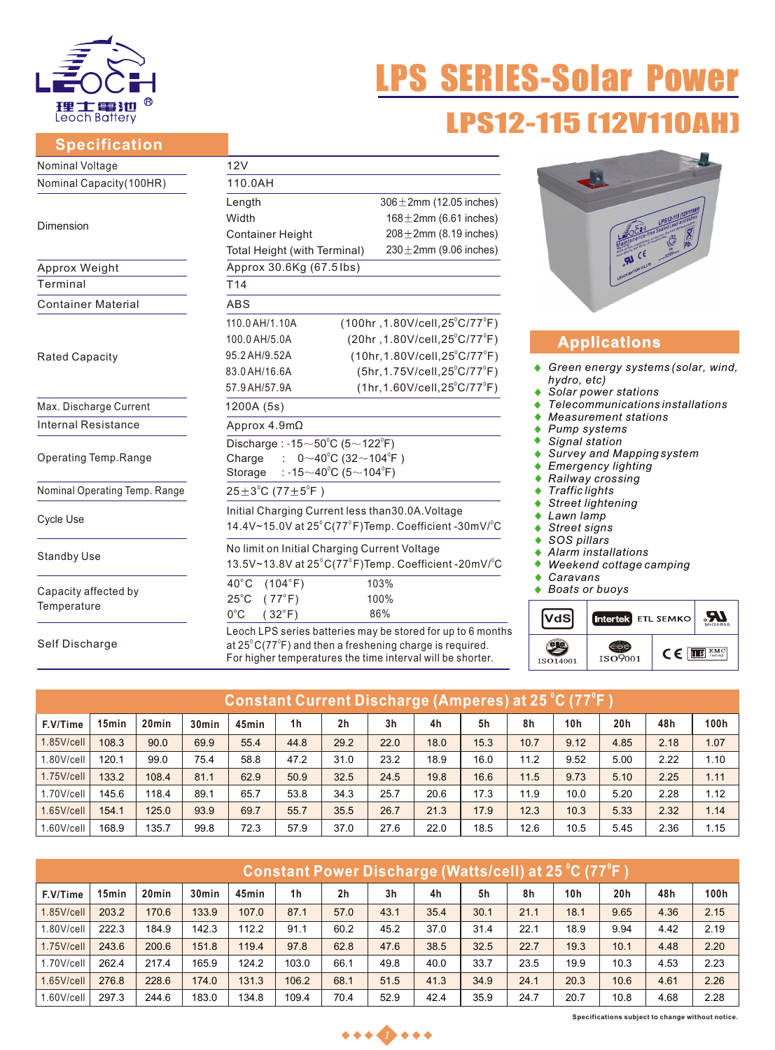# LPS SERIES-Solar Power

## LPS12-115 (12V110AH)

## Specification

| | |
|---|---|
| Nominal Voltage | 12V |
| Nominal Capacity(100HR) | 110.0AH |
| Dimension | Length 306±2mm (12.05 inches)<br>Width 168±2mm (6.61 inches)<br>Container Height 208±2mm (8.19 inches)<br>Total Height (with Terminal) 230±2mm (9.06 inches) |
| Approx Weight | Approx 30.6Kg (67.5 lbs) |
| Terminal | T14 |
| Container Material | ABS |
| Rated Capacity | 110.0 AH/1.10A (100hr, 1.80V/cell, 25°C/77°F)<br>100.0 AH/5.0A (20hr, 1.80V/cell, 25°C/77°F)<br>95.2 AH/9.52A (10hr, 1.80V/cell, 25°C/77°F)<br>83.0 AH/16.6A (5hr, 1.75V/cell, 25°C/77°F)<br>57.9 AH/57.9A (1hr, 1.60V/cell, 25°C/77°F) |
| Max. Discharge Current | 1200A (5s) |
| Internal Resistance | Approx 4.9mΩ |
| Operating Temp.Range | Discharge : -15~50°C (5~122°F)<br>Charge : 0~40°C (32~104°F)<br>Storage : -15~40°C (5~104°F) |
| Nominal Operating Temp. Range | 25±3°C (77±5°F) |
| Cycle Use | Initial Charging Current less than30.0A.Voltage 14.4V~15.0V at 25°C(77°F)Temp. Coefficient -30mV/°C |
| Standby Use | No limit on Initial Charging Current Voltage 13.5V~13.8V at 25°C(77°F)Temp. Coefficient -20mV/°C |
| Capacity affected by Temperature | 40°C (104°F) 103%<br>25°C (77°F) 100%<br>0°C (32°F) 86% |
| Self Discharge | Leoch LPS series batteries may be stored for up to 6 months at 25°C(77°F) and then a freshening charge is required. For higher temperatures the time interval will be shorter. |

## Applications

- *Green energy systems (solar, wind, hydro, etc)*
- *Solar power stations*
- *Telecommunications installations*
- *Measurement stations*
- *Pump systems*
- *Signal station*
- *Survey and Mapping system*
- *Emergency lighting*
- *Railway crossing*
- *Traffic lights*
- *Street lightening*
- *Lawn lamp*
- *Street signs*
- *SOS pillars*
- *Alarm installations*
- *Weekend cottage camping*
- *Caravans*
- *Boats or buoys*

VdS | Intertek ETL SEMKO | UL | ISO14001 | ISO9001 | CE | EMC

## Constant Current Discharge (Amperes) at 25°C (77°F)

| F.V/Time | 15min | 20min | 30min | 45min | 1h | 2h | 3h | 4h | 5h | 8h | 10h | 20h | 48h | 100h |
|---|---|---|---|---|---|---|---|---|---|---|---|---|---|---|
| 1.85V/cell | 108.3 | 90.0 | 69.9 | 55.4 | 44.8 | 29.2 | 22.0 | 18.0 | 15.3 | 10.7 | 9.12 | 4.85 | 2.18 | 1.07 |
| 1.80V/cell | 120.1 | 99.0 | 75.4 | 58.8 | 47.2 | 31.0 | 23.2 | 18.9 | 16.0 | 11.2 | 9.52 | 5.00 | 2.22 | 1.10 |
| 1.75V/cell | 133.2 | 108.4 | 81.1 | 62.9 | 50.9 | 32.5 | 24.5 | 19.8 | 16.6 | 11.5 | 9.73 | 5.10 | 2.25 | 1.11 |
| 1.70V/cell | 145.6 | 118.4 | 89.1 | 65.7 | 53.8 | 34.3 | 25.7 | 20.6 | 17.3 | 11.9 | 10.0 | 5.20 | 2.28 | 1.12 |
| 1.65V/cell | 154.1 | 125.0 | 93.9 | 69.7 | 55.7 | 35.5 | 26.7 | 21.3 | 17.9 | 12.3 | 10.3 | 5.33 | 2.32 | 1.14 |
| 1.60V/cell | 168.9 | 135.7 | 99.8 | 72.3 | 57.9 | 37.0 | 27.6 | 22.0 | 18.5 | 12.6 | 10.5 | 5.45 | 2.36 | 1.15 |

## Constant Power Discharge (Watts/cell) at 25°C (77°F)

| F.V/Time | 15min | 20min | 30min | 45min | 1h | 2h | 3h | 4h | 5h | 8h | 10h | 20h | 48h | 100h |
|---|---|---|---|---|---|---|---|---|---|---|---|---|---|---|
| 1.85V/cell | 203.2 | 170.6 | 133.9 | 107.0 | 87.1 | 57.0 | 43.1 | 35.4 | 30.1 | 21.1 | 18.1 | 9.65 | 4.36 | 2.15 |
| 1.80V/cell | 222.3 | 184.9 | 142.3 | 112.2 | 91.1 | 60.2 | 45.2 | 37.0 | 31.4 | 22.1 | 18.9 | 9.94 | 4.42 | 2.19 |
| 1.75V/cell | 243.6 | 200.6 | 151.8 | 119.4 | 97.8 | 62.8 | 47.6 | 38.5 | 32.5 | 22.7 | 19.3 | 10.1 | 4.48 | 2.20 |
| 1.70V/cell | 262.4 | 217.4 | 165.9 | 124.2 | 103.0 | 66.1 | 49.8 | 40.0 | 33.7 | 23.5 | 19.9 | 10.3 | 4.53 | 2.23 |
| 1.65V/cell | 276.8 | 228.6 | 174.0 | 131.3 | 106.2 | 68.1 | 51.5 | 41.3 | 34.9 | 24.1 | 20.3 | 10.6 | 4.61 | 2.26 |
| 1.60V/cell | 297.3 | 244.6 | 183.0 | 134.8 | 109.4 | 70.4 | 52.9 | 42.4 | 35.9 | 24.7 | 20.7 | 10.8 | 4.68 | 2.28 |

**Specifications subject to change without notice.**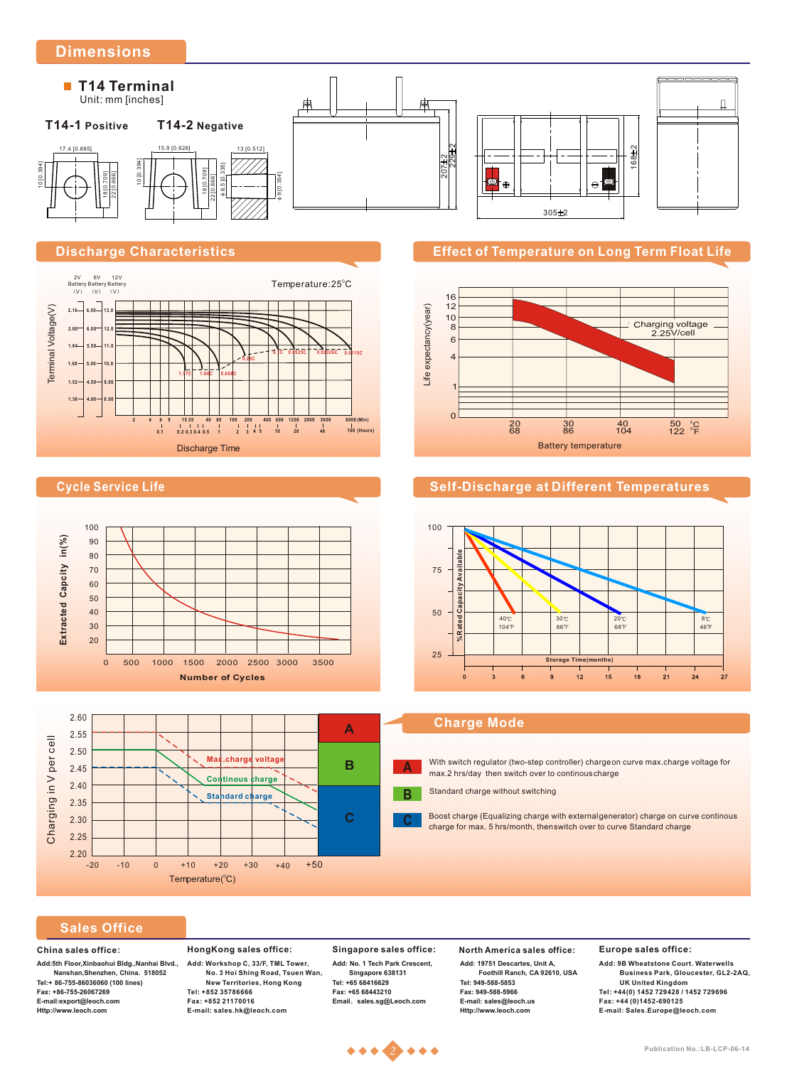## Dimensions

### T14 Terminal
Unit: mm [inches]

**T14-1** Positive

**T14-2** Negative

17.4 [0.685]
10 [0.394]
18 [0.709]
22 [0.866]
15.9 [0.626]
10 [0.394]
18 [0.709]
22 [0.866]
13 [0.512]
φ 8.5 [0.335]
φ 9 [0.354]

207±2
229±2
168±2
305±2

## Discharge Characteristics

2V Battery (V) 6V Battery (V) 12V Battery (V)

Temperature:25°C

Terminal Voltage(V)

2.16 6.50 13.0
2.00 6.00 12.0
1.84 5.50 11.0
1.68 5.00 10.0
1.52 4.50 9.00
1.36 4.00 8.00

1.17C 1.04C 0.608C 0.25C 0.1C 0.0525C 0.03326C 0.0115C

2 4 6 8 15 20 40 60 100 200 400 600 1200 2000 3000 6000 (Min)
0.1 0.2 0.3 0.4 0.5 1 2 3 4 5 10 20 48 100 (Hours)

Discharge Time

## Effect of Temperature on Long Term Float Life

Life expectancy(year)

16 12 10 8 6 4 1 0

Charging voltage 2.25V/cell

20 68 30 86 40 104 50 122 °C °F

Battery temperature

## Cycle Service Life

Extracted Capcity in(%)

100 90 80 70 60 50 40 30 20

0 500 1000 1500 2000 2500 3000 3500

Number of Cycles

## Self-Discharge at Different Temperatures

%Rated Capacity Available

100 75 50 25

40℃ 104℉
30℃ 86℉
20℃ 68℉
8℃ 46℉

Storage Time(months)

0 3 6 9 12 15 18 21 24 27

Charging in V per cell

2.60 2.55 2.50 2.45 2.40 2.35 2.30 2.25 2.20

Max.charge voltage
Continous charge
Standard charge

A B C

-20 -10 0 +10 +20 +30 +40 +50

Temperature(°C)

## Charge Mode

**A** With switch regulator (two-step controller) chargeon curve max.charge voltage for max.2 hrs/day then switch over to continouscharge

**B** Standard charge without switching

**C** Boost charge (Equalizing charge with externalgenerator) charge on curve continous charge for max. 5 hrs/month, thenswitch over to curve Standard charge

## Sales Office

**China sales office:**
Add:6th Floor,Xinbaohui Bldg.,Nanhai Blvd., Nanshan,Shenzhen, China. 518052
Tel:+ 86-755-86036060 (100 lines)
Fax: +86-755-26067269
E-mail:export@leoch.com
Http://www.leoch.com

**HongKong sales office:**
Add: Workshop C, 33/F, TML Tower, No. 3 Hoi Shing Road, Tsuen Wan, New Territories, Hong Kong
Tel: +852 35786666
Fax: +852 21170016
E-mail: sales.hk@leoch.com

**Singapore sales office:**
Add: No. 1 Tech Park Crescent, Singapore 638131
Tel: +65 68416629
Fax: +65 68443210
Email：sales.sg@Leoch.com

**North America sales office:**
Add: 19751 Descartes, Unit A, Foothill Ranch, CA 92610, USA
Tel: 949-588-5853
Fax: 949-588-5966
E-mail: sales@leoch.us
Http://www.leoch.com

**Europe sales office:**
Add: 9B Wheatstone Court. Waterwells Business Park, Gloucester, GL2-2AQ, UK United Kingdom
Tel: +44(0) 1452 729428 / 1452 729696
Fax: +44 (0)1452-690125
E-mail: Sales.Europe@leoch.com

Publication No.:LB-LCP-06-14